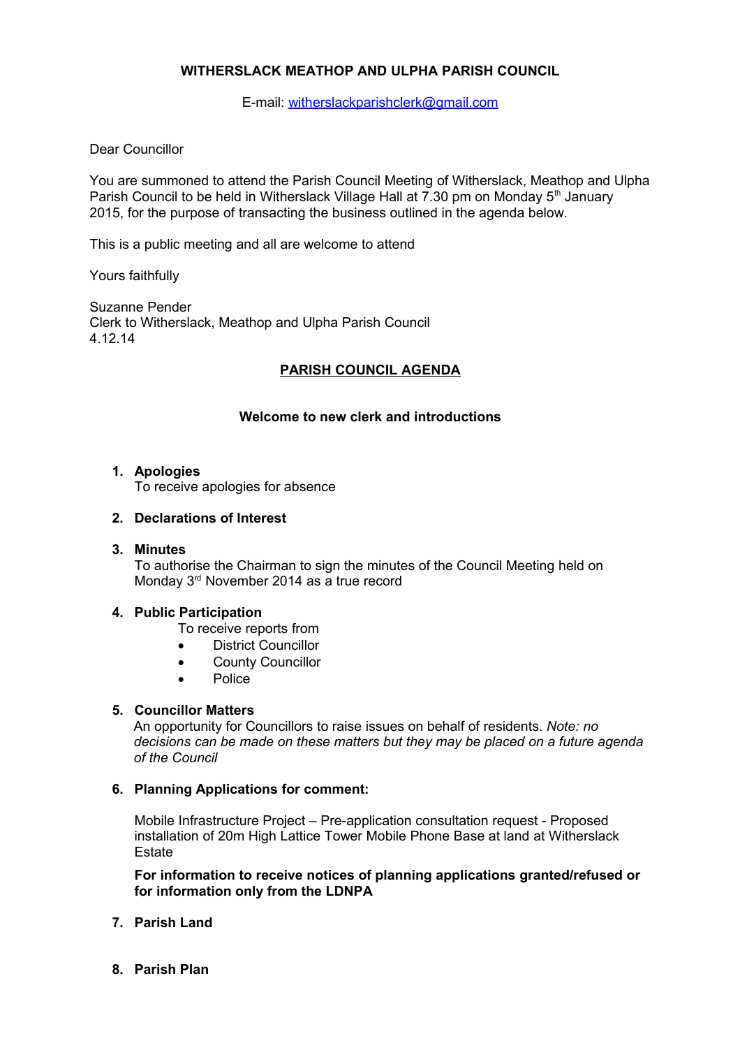# WITHERSLACK MEATHOP AND ULPHA PARISH COUNCIL

E-mail: witherslackparishclerk@gmail.com

Dear Councillor

You are summoned to attend the Parish Council Meeting of Witherslack, Meathop and Ulpha Parish Council to be held in Witherslack Village Hall at 7.30 pm on Monday 5th January 2015, for the purpose of transacting the business outlined in the agenda below.

This is a public meeting and all are welcome to attend

Yours faithfully

Suzanne Pender
Clerk to Witherslack, Meathop and Ulpha Parish Council
4.12.14

## PARISH COUNCIL AGENDA

### Welcome to new clerk and introductions

1. **Apologies**
   To receive apologies for absence

2. **Declarations of Interest**

3. **Minutes**
   To authorise the Chairman to sign the minutes of the Council Meeting held on Monday 3rd November 2014 as a true record

4. **Public Participation**
   To receive reports from
   - District Councillor
   - County Councillor
   - Police

5. **Councillor Matters**
   An opportunity for Councillors to raise issues on behalf of residents. *Note: no decisions can be made on these matters but they may be placed on a future agenda of the Council*

6. **Planning Applications for comment:**

   Mobile Infrastructure Project – Pre-application consultation request - Proposed installation of 20m High Lattice Tower Mobile Phone Base at land at Witherslack Estate

   **For information to receive notices of planning applications granted/refused or for information only from the LDNPA**

7. **Parish Land**

8. **Parish Plan**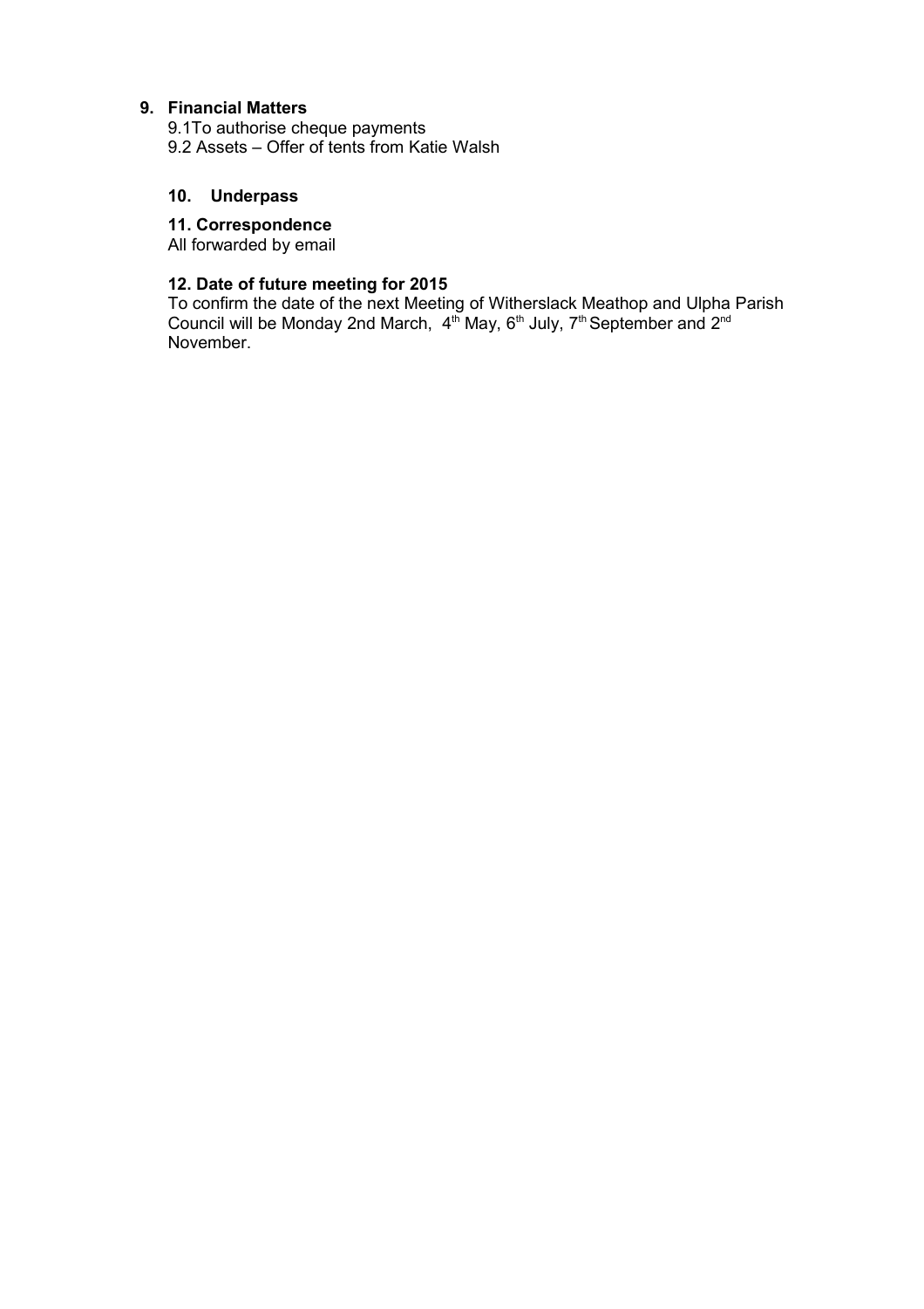9. **Financial Matters**

   9.1To authorise cheque payments
   9.2 Assets – Offer of tents from Katie Walsh

10. **Underpass**

11. **Correspondence**

    All forwarded by email

12. **Date of future meeting for 2015**

    To confirm the date of the next Meeting of Witherslack Meathop and Ulpha Parish Council will be Monday 2nd March, 4th May, 6th July, 7th September and 2nd November.